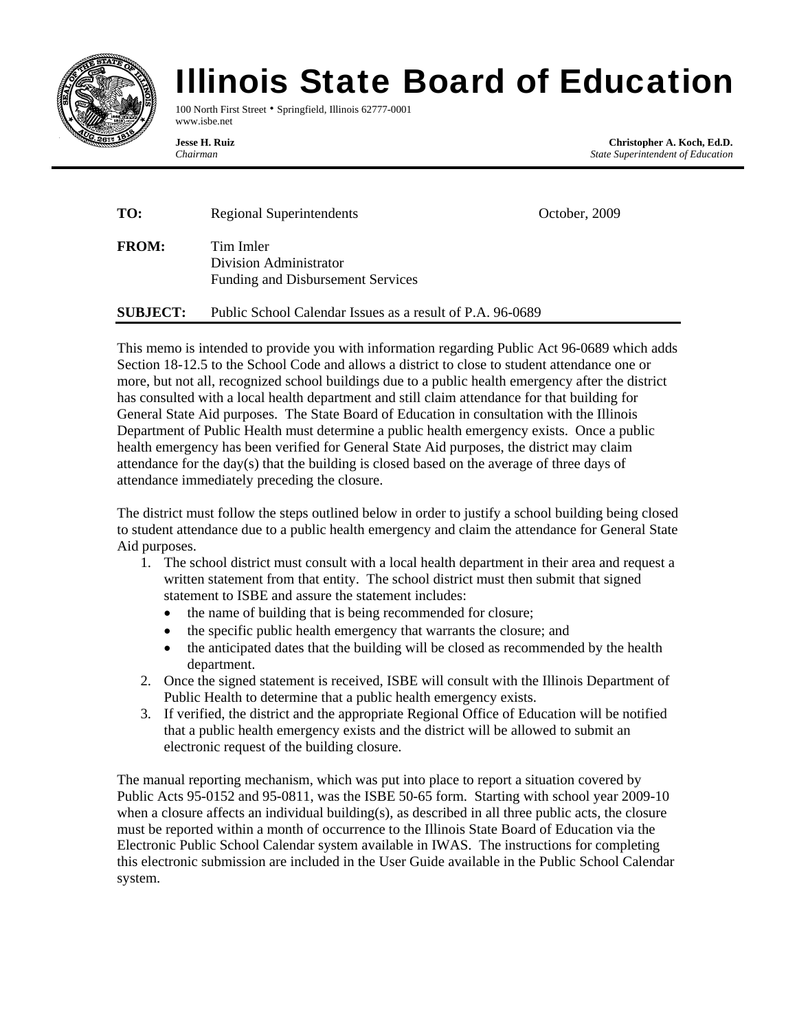# Illinois State Board of Education

100 North First Street • Springfield, Illinois 62777-0001
www.isbe.net

**Jesse H. Ruiz**
*Chairman*

**Christopher A. Koch, Ed.D.**
*State Superintendent of Education*

---

**TO:** Regional Superintendents — October, 2009

**FROM:** Tim Imler
Division Administrator
Funding and Disbursement Services

**SUBJECT:** Public School Calendar Issues as a result of P.A. 96-0689

---

This memo is intended to provide you with information regarding Public Act 96-0689 which adds Section 18-12.5 to the School Code and allows a district to close to student attendance one or more, but not all, recognized school buildings due to a public health emergency after the district has consulted with a local health department and still claim attendance for that building for General State Aid purposes. The State Board of Education in consultation with the Illinois Department of Public Health must determine a public health emergency exists. Once a public health emergency has been verified for General State Aid purposes, the district may claim attendance for the day(s) that the building is closed based on the average of three days of attendance immediately preceding the closure.

The district must follow the steps outlined below in order to justify a school building being closed to student attendance due to a public health emergency and claim the attendance for General State Aid purposes.

1. The school district must consult with a local health department in their area and request a written statement from that entity. The school district must then submit that signed statement to ISBE and assure the statement includes:
   - the name of building that is being recommended for closure;
   - the specific public health emergency that warrants the closure; and
   - the anticipated dates that the building will be closed as recommended by the health department.
2. Once the signed statement is received, ISBE will consult with the Illinois Department of Public Health to determine that a public health emergency exists.
3. If verified, the district and the appropriate Regional Office of Education will be notified that a public health emergency exists and the district will be allowed to submit an electronic request of the building closure.

The manual reporting mechanism, which was put into place to report a situation covered by Public Acts 95-0152 and 95-0811, was the ISBE 50-65 form. Starting with school year 2009-10 when a closure affects an individual building(s), as described in all three public acts, the closure must be reported within a month of occurrence to the Illinois State Board of Education via the Electronic Public School Calendar system available in IWAS. The instructions for completing this electronic submission are included in the User Guide available in the Public School Calendar system.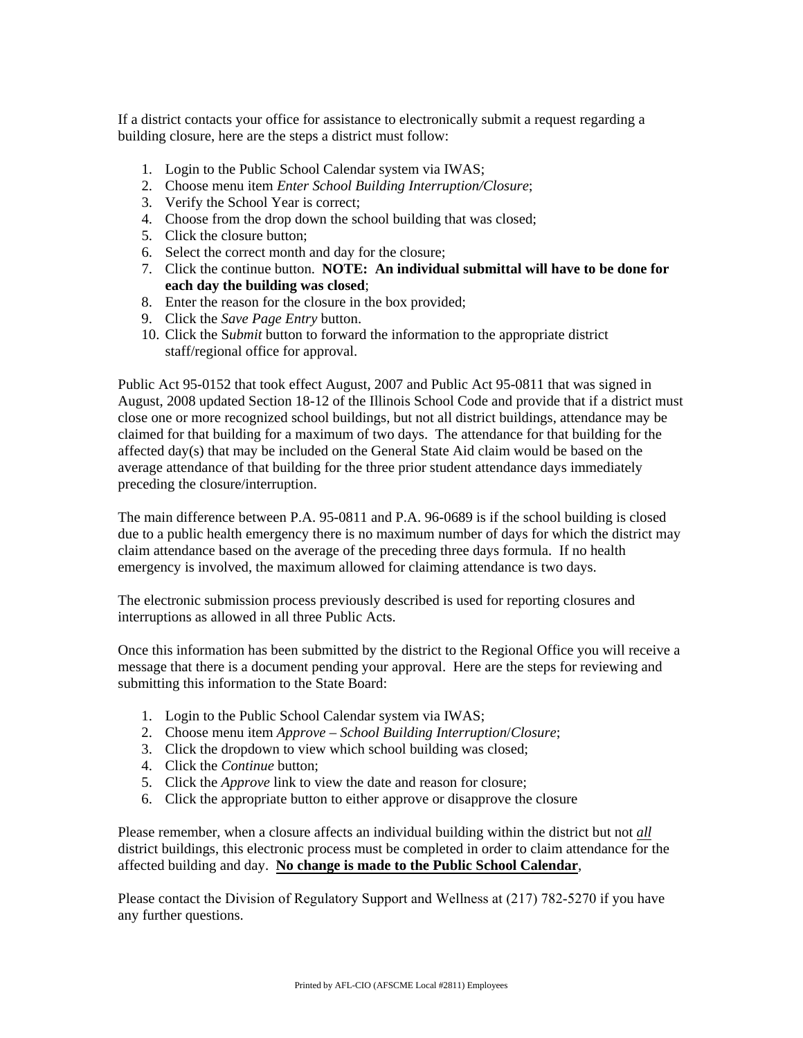If a district contacts your office for assistance to electronically submit a request regarding a building closure, here are the steps a district must follow:

1. Login to the Public School Calendar system via IWAS;
2. Choose menu item *Enter School Building Interruption/Closure*;
3. Verify the School Year is correct;
4. Choose from the drop down the school building that was closed;
5. Click the closure button;
6. Select the correct month and day for the closure;
7. Click the continue button. **NOTE: An individual submittal will have to be done for each day the building was closed**;
8. Enter the reason for the closure in the box provided;
9. Click the *Save Page Entry* button.
10. Click the S*ubmit* button to forward the information to the appropriate district staff/regional office for approval.

Public Act 95-0152 that took effect August, 2007 and Public Act 95-0811 that was signed in August, 2008 updated Section 18-12 of the Illinois School Code and provide that if a district must close one or more recognized school buildings, but not all district buildings, attendance may be claimed for that building for a maximum of two days. The attendance for that building for the affected day(s) that may be included on the General State Aid claim would be based on the average attendance of that building for the three prior student attendance days immediately preceding the closure/interruption.

The main difference between P.A. 95-0811 and P.A. 96-0689 is if the school building is closed due to a public health emergency there is no maximum number of days for which the district may claim attendance based on the average of the preceding three days formula. If no health emergency is involved, the maximum allowed for claiming attendance is two days.

The electronic submission process previously described is used for reporting closures and interruptions as allowed in all three Public Acts.

Once this information has been submitted by the district to the Regional Office you will receive a message that there is a document pending your approval. Here are the steps for reviewing and submitting this information to the State Board:

1. Login to the Public School Calendar system via IWAS;
2. Choose menu item *Approve – School Building Interruption/Closure*;
3. Click the dropdown to view which school building was closed;
4. Click the *Continue* button;
5. Click the *Approve* link to view the date and reason for closure;
6. Click the appropriate button to either approve or disapprove the closure

Please remember, when a closure affects an individual building within the district but not ***all*** district buildings, this electronic process must be completed in order to claim attendance for the affected building and day. **No change is made to the Public School Calendar**,

Please contact the Division of Regulatory Support and Wellness at (217) 782-5270 if you have any further questions.

Printed by AFL-CIO (AFSCME Local #2811) Employees